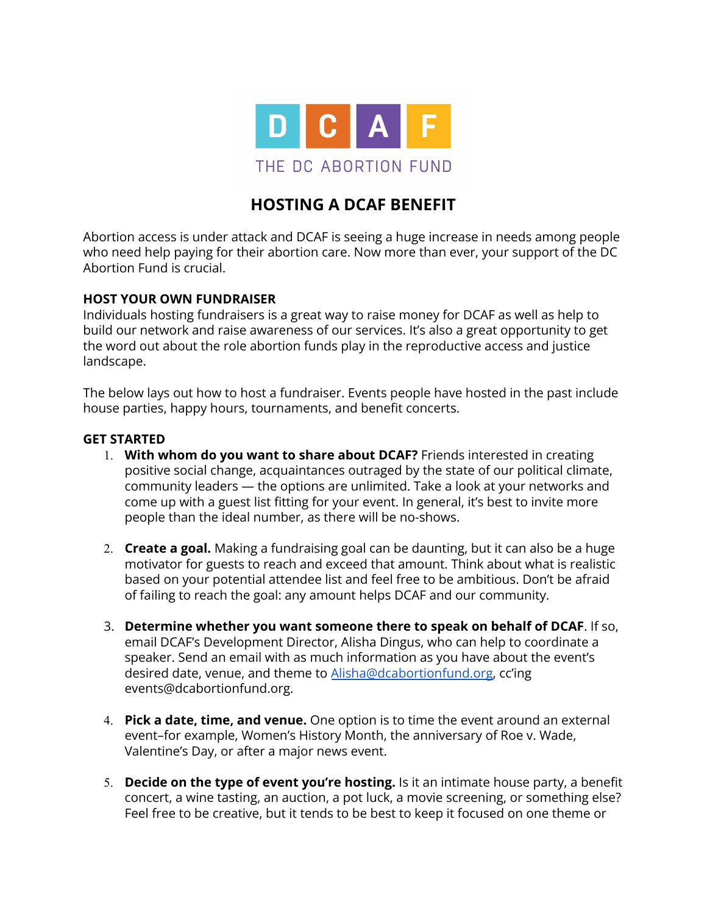DCAF

THE DC ABORTION FUND

# HOSTING A DCAF BENEFIT

Abortion access is under attack and DCAF is seeing a huge increase in needs among people who need help paying for their abortion care. Now more than ever, your support of the DC Abortion Fund is crucial.

## HOST YOUR OWN FUNDRAISER

Individuals hosting fundraisers is a great way to raise money for DCAF as well as help to build our network and raise awareness of our services. It's also a great opportunity to get the word out about the role abortion funds play in the reproductive access and justice landscape.

The below lays out how to host a fundraiser. Events people have hosted in the past include house parties, happy hours, tournaments, and benefit concerts.

## GET STARTED

1. **With whom do you want to share about DCAF?** Friends interested in creating positive social change, acquaintances outraged by the state of our political climate, community leaders — the options are unlimited. Take a look at your networks and come up with a guest list fitting for your event. In general, it's best to invite more people than the ideal number, as there will be no-shows.

2. **Create a goal.** Making a fundraising goal can be daunting, but it can also be a huge motivator for guests to reach and exceed that amount. Think about what is realistic based on your potential attendee list and feel free to be ambitious. Don't be afraid of failing to reach the goal: any amount helps DCAF and our community.

3. **Determine whether you want someone there to speak on behalf of DCAF**. If so, email DCAF's Development Director, Alisha Dingus, who can help to coordinate a speaker. Send an email with as much information as you have about the event's desired date, venue, and theme to Alisha@dcabortionfund.org, cc'ing events@dcabortionfund.org.

4. **Pick a date, time, and venue.** One option is to time the event around an external event–for example, Women's History Month, the anniversary of Roe v. Wade, Valentine's Day, or after a major news event.

5. **Decide on the type of event you're hosting.** Is it an intimate house party, a benefit concert, a wine tasting, an auction, a pot luck, a movie screening, or something else? Feel free to be creative, but it tends to be best to keep it focused on one theme or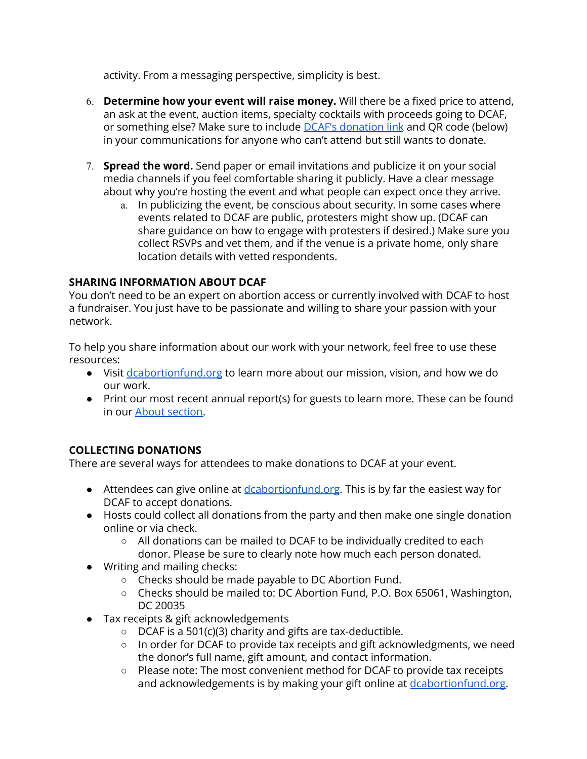activity. From a messaging perspective, simplicity is best.

6. **Determine how your event will raise money.** Will there be a fixed price to attend, an ask at the event, auction items, specialty cocktails with proceeds going to DCAF, or something else? Make sure to include DCAF's donation link and QR code (below) in your communications for anyone who can't attend but still wants to donate.

7. **Spread the word.** Send paper or email invitations and publicize it on your social media channels if you feel comfortable sharing it publicly. Have a clear message about why you're hosting the event and what people can expect once they arrive.
    a. In publicizing the event, be conscious about security. In some cases where events related to DCAF are public, protesters might show up. (DCAF can share guidance on how to engage with protesters if desired.) Make sure you collect RSVPs and vet them, and if the venue is a private home, only share location details with vetted respondents.

**SHARING INFORMATION ABOUT DCAF**

You don't need to be an expert on abortion access or currently involved with DCAF to host a fundraiser. You just have to be passionate and willing to share your passion with your network.

To help you share information about our work with your network, feel free to use these resources:

- Visit dcabortionfund.org to learn more about our mission, vision, and how we do our work.
- Print our most recent annual report(s) for guests to learn more. These can be found in our About section.

**COLLECTING DONATIONS**

There are several ways for attendees to make donations to DCAF at your event.

- Attendees can give online at dcabortionfund.org. This is by far the easiest way for DCAF to accept donations.
- Hosts could collect all donations from the party and then make one single donation online or via check.
    - All donations can be mailed to DCAF to be individually credited to each donor. Please be sure to clearly note how much each person donated.
- Writing and mailing checks:
    - Checks should be made payable to DC Abortion Fund.
    - Checks should be mailed to: DC Abortion Fund, P.O. Box 65061, Washington, DC 20035
- Tax receipts & gift acknowledgements
    - DCAF is a 501(c)(3) charity and gifts are tax-deductible.
    - In order for DCAF to provide tax receipts and gift acknowledgments, we need the donor's full name, gift amount, and contact information.
    - Please note: The most convenient method for DCAF to provide tax receipts and acknowledgements is by making your gift online at dcabortionfund.org.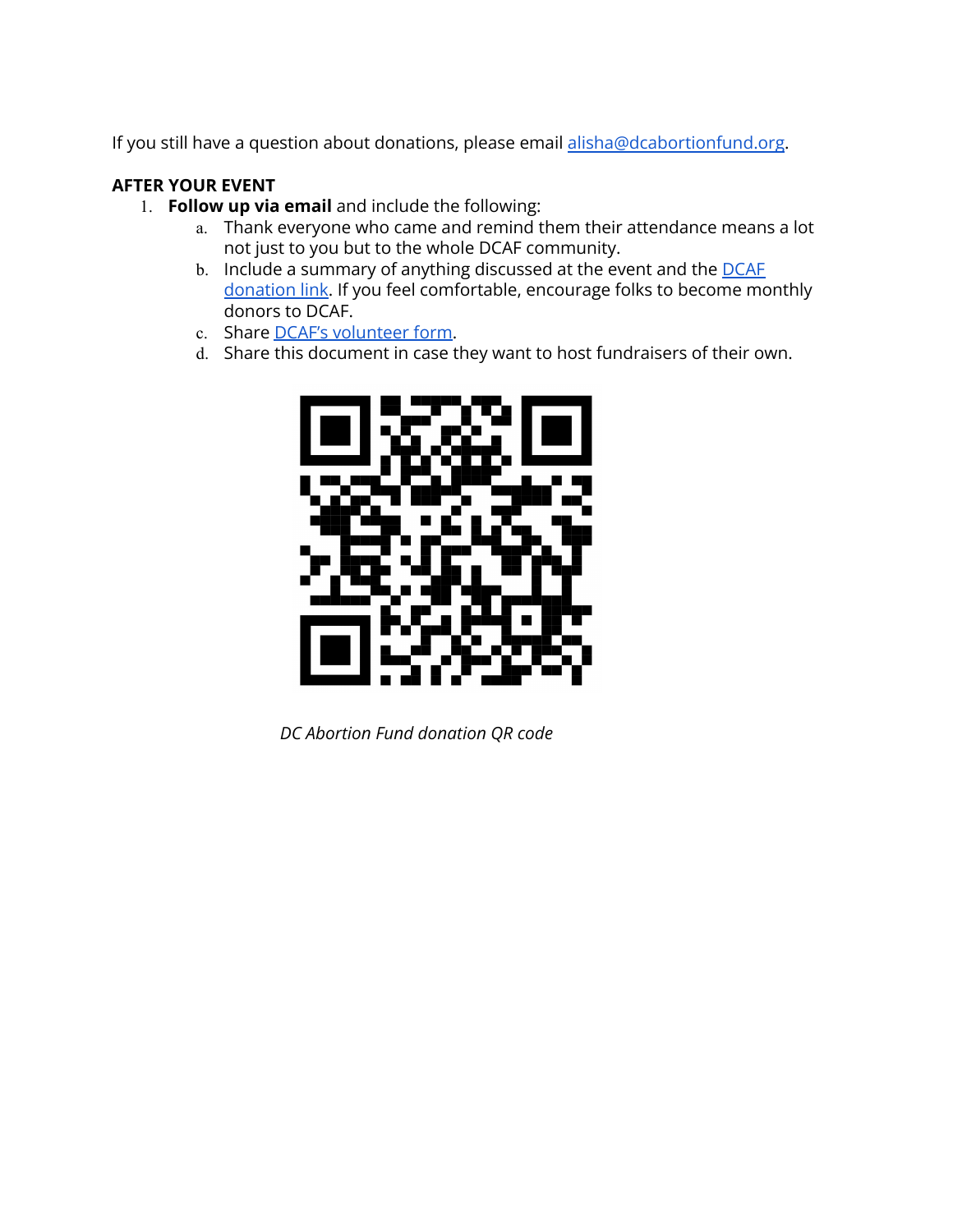If you still have a question about donations, please email [alisha@dcabortionfund.org](mailto:alisha@dcabortionfund.org).

**AFTER YOUR EVENT**

1. **Follow up via email** and include the following:
   a. Thank everyone who came and remind them their attendance means a lot not just to you but to the whole DCAF community.
   b. Include a summary of anything discussed at the event and the DCAF donation link. If you feel comfortable, encourage folks to become monthly donors to DCAF.
   c. Share DCAF's volunteer form.
   d. Share this document in case they want to host fundraisers of their own.

*DC Abortion Fund donation QR code*